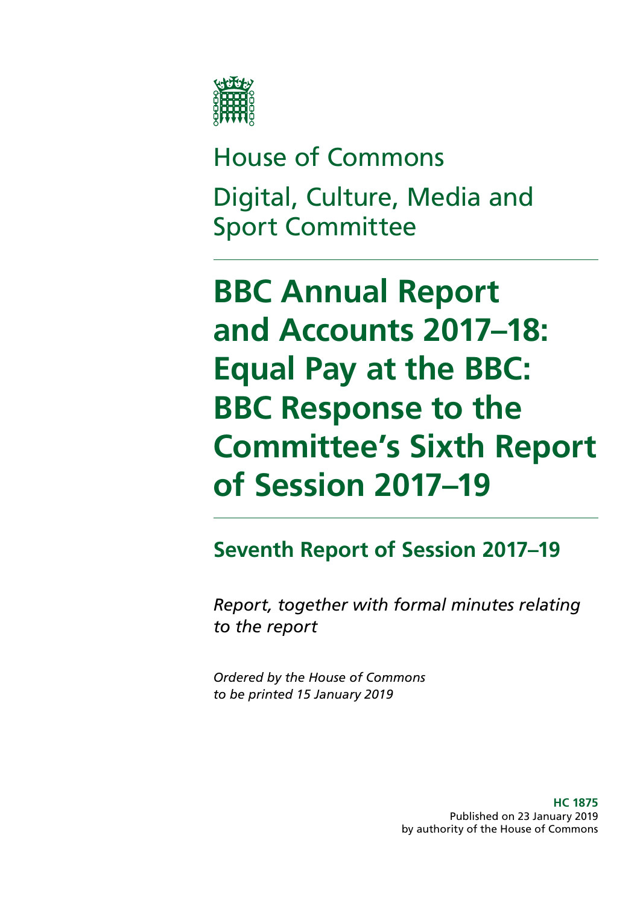House of Commons

Digital, Culture, Media and Sport Committee

# BBC Annual Report and Accounts 2017–18: Equal Pay at the BBC: BBC Response to the Committee's Sixth Report of Session 2017–19

## Seventh Report of Session 2017–19

*Report, together with formal minutes relating to the report*

*Ordered by the House of Commons to be printed 15 January 2019*

**HC 1875**
Published on 23 January 2019
by authority of the House of Commons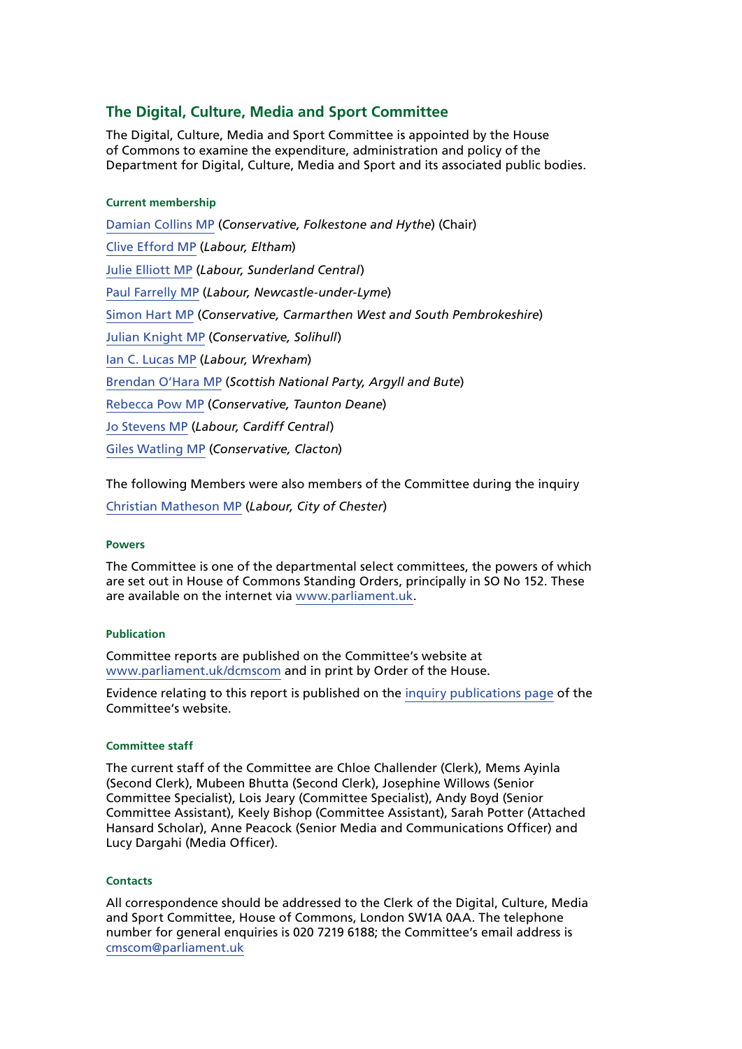## The Digital, Culture, Media and Sport Committee

The Digital, Culture, Media and Sport Committee is appointed by the House of Commons to examine the expenditure, administration and policy of the Department for Digital, Culture, Media and Sport and its associated public bodies.

#### Current membership

Damian Collins MP (*Conservative, Folkestone and Hythe*) (Chair)

Clive Efford MP (*Labour, Eltham*)

Julie Elliott MP (*Labour, Sunderland Central*)

Paul Farrelly MP (*Labour, Newcastle-under-Lyme*)

Simon Hart MP (*Conservative, Carmarthen West and South Pembrokeshire*)

Julian Knight MP (*Conservative, Solihull*)

Ian C. Lucas MP (*Labour, Wrexham*)

Brendan O'Hara MP (*Scottish National Party, Argyll and Bute*)

Rebecca Pow MP (*Conservative, Taunton Deane*)

Jo Stevens MP (*Labour, Cardiff Central*)

Giles Watling MP (*Conservative, Clacton*)

The following Members were also members of the Committee during the inquiry

Christian Matheson MP (*Labour, City of Chester*)

#### Powers

The Committee is one of the departmental select committees, the powers of which are set out in House of Commons Standing Orders, principally in SO No 152. These are available on the internet via www.parliament.uk.

#### Publication

Committee reports are published on the Committee's website at www.parliament.uk/dcmscom and in print by Order of the House.

Evidence relating to this report is published on the inquiry publications page of the Committee's website.

#### Committee staff

The current staff of the Committee are Chloe Challender (Clerk), Mems Ayinla (Second Clerk), Mubeen Bhutta (Second Clerk), Josephine Willows (Senior Committee Specialist), Lois Jeary (Committee Specialist), Andy Boyd (Senior Committee Assistant), Keely Bishop (Committee Assistant), Sarah Potter (Attached Hansard Scholar), Anne Peacock (Senior Media and Communications Officer) and Lucy Dargahi (Media Officer).

#### Contacts

All correspondence should be addressed to the Clerk of the Digital, Culture, Media and Sport Committee, House of Commons, London SW1A 0AA. The telephone number for general enquiries is 020 7219 6188; the Committee's email address is cmscom@parliament.uk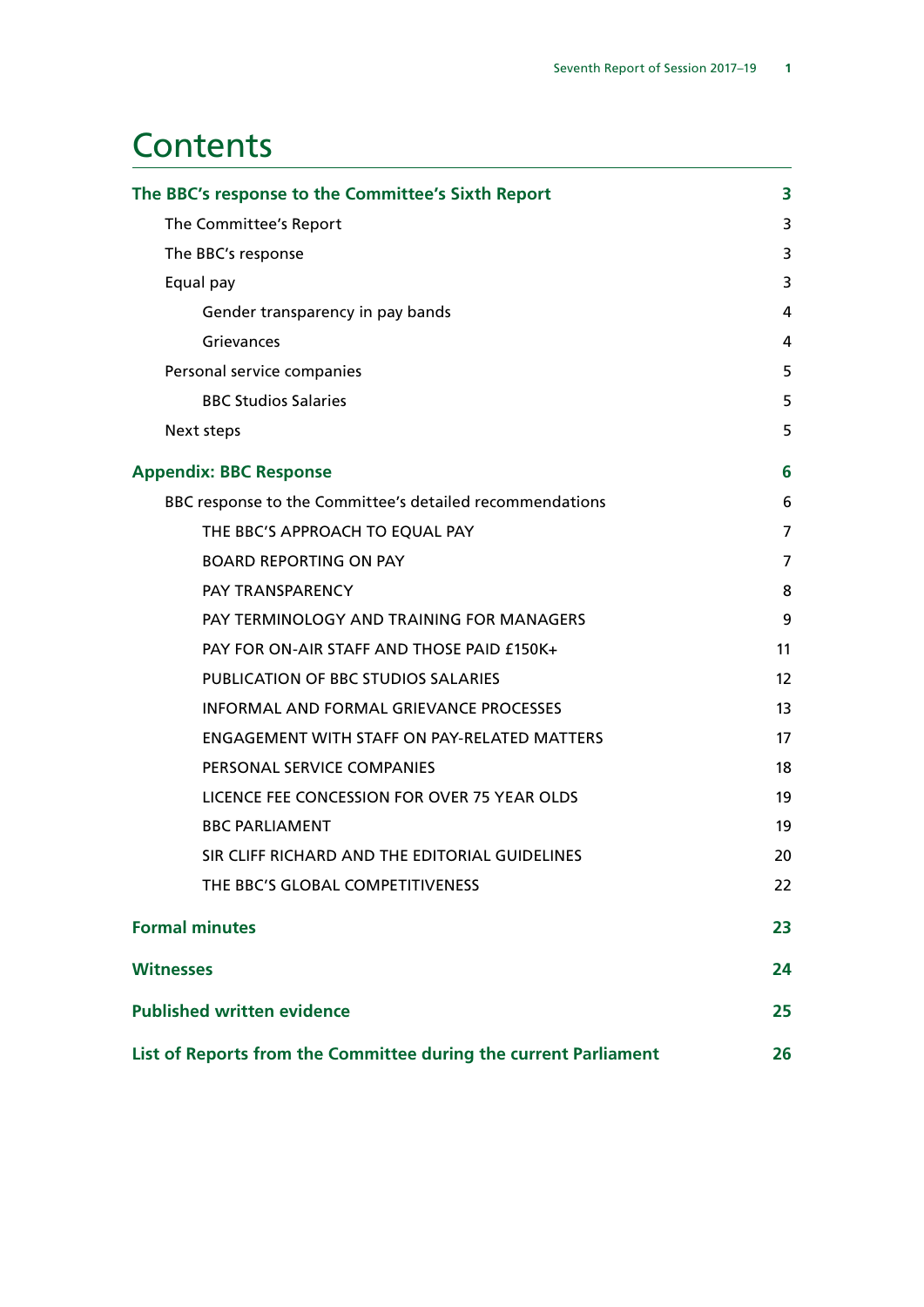# Contents

| | |
|---|---|
| **The BBC's response to the Committee's Sixth Report** | **3** |
| The Committee's Report | 3 |
| The BBC's response | 3 |
| Equal pay | 3 |
| Gender transparency in pay bands | 4 |
| Grievances | 4 |
| Personal service companies | 5 |
| BBC Studios Salaries | 5 |
| Next steps | 5 |
| **Appendix: BBC Response** | **6** |
| BBC response to the Committee's detailed recommendations | 6 |
| THE BBC'S APPROACH TO EQUAL PAY | 7 |
| BOARD REPORTING ON PAY | 7 |
| PAY TRANSPARENCY | 8 |
| PAY TERMINOLOGY AND TRAINING FOR MANAGERS | 9 |
| PAY FOR ON-AIR STAFF AND THOSE PAID £150K+ | 11 |
| PUBLICATION OF BBC STUDIOS SALARIES | 12 |
| INFORMAL AND FORMAL GRIEVANCE PROCESSES | 13 |
| ENGAGEMENT WITH STAFF ON PAY-RELATED MATTERS | 17 |
| PERSONAL SERVICE COMPANIES | 18 |
| LICENCE FEE CONCESSION FOR OVER 75 YEAR OLDS | 19 |
| BBC PARLIAMENT | 19 |
| SIR CLIFF RICHARD AND THE EDITORIAL GUIDELINES | 20 |
| THE BBC'S GLOBAL COMPETITIVENESS | 22 |
| **Formal minutes** | **23** |
| **Witnesses** | **24** |
| **Published written evidence** | **25** |
| **List of Reports from the Committee during the current Parliament** | **26** |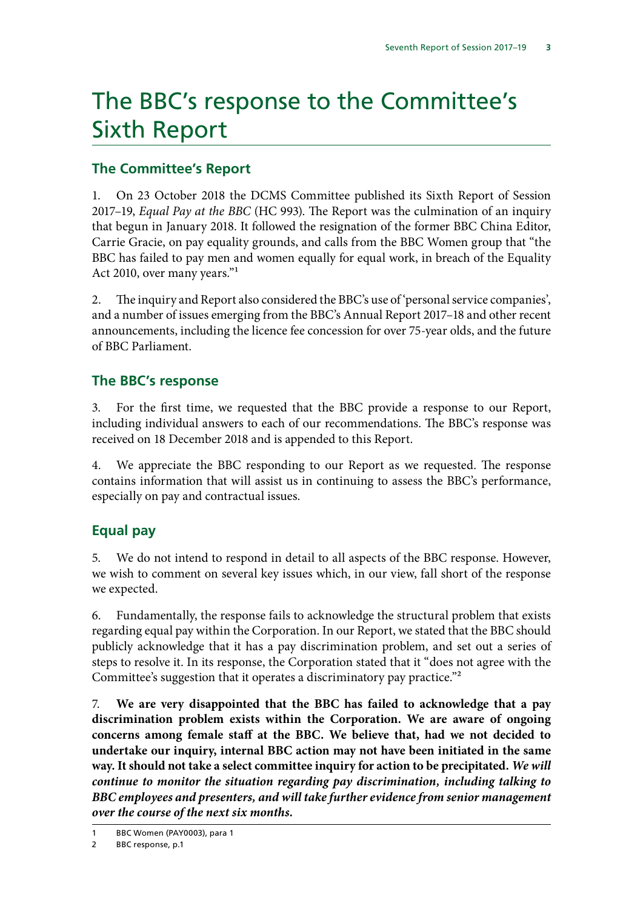# The BBC's response to the Committee's Sixth Report

## The Committee's Report

1. On 23 October 2018 the DCMS Committee published its Sixth Report of Session 2017–19, *Equal Pay at the BBC* (HC 993). The Report was the culmination of an inquiry that begun in January 2018. It followed the resignation of the former BBC China Editor, Carrie Gracie, on pay equality grounds, and calls from the BBC Women group that "the BBC has failed to pay men and women equally for equal work, in breach of the Equality Act 2010, over many years."[1]

2. The inquiry and Report also considered the BBC's use of 'personal service companies', and a number of issues emerging from the BBC's Annual Report 2017–18 and other recent announcements, including the licence fee concession for over 75-year olds, and the future of BBC Parliament.

## The BBC's response

3. For the first time, we requested that the BBC provide a response to our Report, including individual answers to each of our recommendations. The BBC's response was received on 18 December 2018 and is appended to this Report.

4. We appreciate the BBC responding to our Report as we requested. The response contains information that will assist us in continuing to assess the BBC's performance, especially on pay and contractual issues.

## Equal pay

5. We do not intend to respond in detail to all aspects of the BBC response. However, we wish to comment on several key issues which, in our view, fall short of the response we expected.

6. Fundamentally, the response fails to acknowledge the structural problem that exists regarding equal pay within the Corporation. In our Report, we stated that the BBC should publicly acknowledge that it has a pay discrimination problem, and set out a series of steps to resolve it. In its response, the Corporation stated that it "does not agree with the Committee's suggestion that it operates a discriminatory pay practice."[2]

7. **We are very disappointed that the BBC has failed to acknowledge that a pay discrimination problem exists within the Corporation. We are aware of ongoing concerns among female staff at the BBC. We believe that, had we not decided to undertake our inquiry, internal BBC action may not have been initiated in the same way. It should not take a select committee inquiry for action to be precipitated.** ***We will continue to monitor the situation regarding pay discrimination, including talking to BBC employees and presenters, and will take further evidence from senior management over the course of the next six months.***

---

1 BBC Women (PAY0003), para 1

2 BBC response, p.1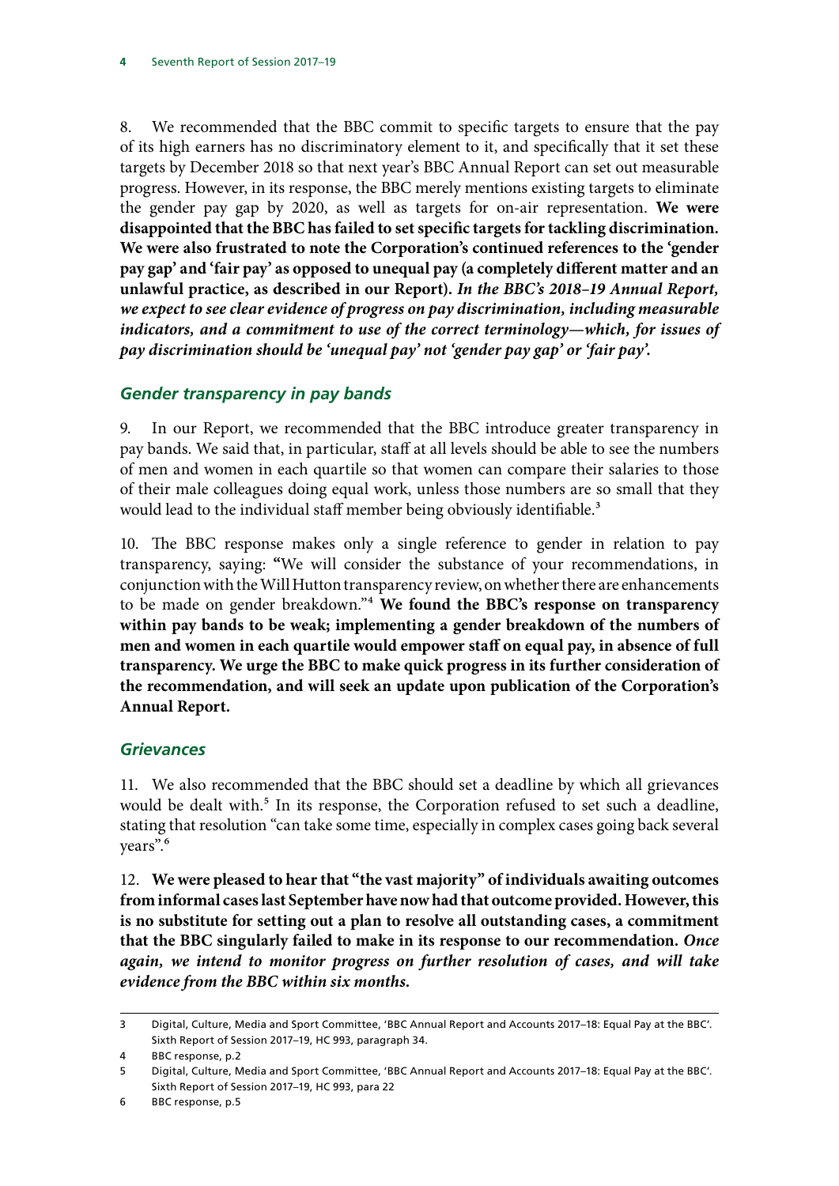8. We recommended that the BBC commit to specific targets to ensure that the pay of its high earners has no discriminatory element to it, and specifically that it set these targets by December 2018 so that next year's BBC Annual Report can set out measurable progress. However, in its response, the BBC merely mentions existing targets to eliminate the gender pay gap by 2020, as well as targets for on-air representation. **We were disappointed that the BBC has failed to set specific targets for tackling discrimination. We were also frustrated to note the Corporation's continued references to the 'gender pay gap' and 'fair pay' as opposed to unequal pay (a completely different matter and an unlawful practice, as described in our Report).** ***In the BBC's 2018–19 Annual Report, we expect to see clear evidence of progress on pay discrimination, including measurable indicators, and a commitment to use of the correct terminology—which, for issues of pay discrimination should be 'unequal pay' not 'gender pay gap' or 'fair pay'.***

### *Gender transparency in pay bands*

9. In our Report, we recommended that the BBC introduce greater transparency in pay bands. We said that, in particular, staff at all levels should be able to see the numbers of men and women in each quartile so that women can compare their salaries to those of their male colleagues doing equal work, unless those numbers are so small that they would lead to the individual staff member being obviously identifiable.[3]

10. The BBC response makes only a single reference to gender in relation to pay transparency, saying: "We will consider the substance of your recommendations, in conjunction with the Will Hutton transparency review, on whether there are enhancements to be made on gender breakdown."[4] **We found the BBC's response on transparency within pay bands to be weak; implementing a gender breakdown of the numbers of men and women in each quartile would empower staff on equal pay, in absence of full transparency. We urge the BBC to make quick progress in its further consideration of the recommendation, and will seek an update upon publication of the Corporation's Annual Report.**

### *Grievances*

11. We also recommended that the BBC should set a deadline by which all grievances would be dealt with.[5] In its response, the Corporation refused to set such a deadline, stating that resolution "can take some time, especially in complex cases going back several years".[6]

12. **We were pleased to hear that "the vast majority" of individuals awaiting outcomes from informal cases last September have now had that outcome provided. However, this is no substitute for setting out a plan to resolve all outstanding cases, a commitment that the BBC singularly failed to make in its response to our recommendation.** ***Once again, we intend to monitor progress on further resolution of cases, and will take evidence from the BBC within six months.***

---

3 Digital, Culture, Media and Sport Committee, 'BBC Annual Report and Accounts 2017–18: Equal Pay at the BBC'. Sixth Report of Session 2017–19, HC 993, paragraph 34.

4 BBC response, p.2

5 Digital, Culture, Media and Sport Committee, 'BBC Annual Report and Accounts 2017–18: Equal Pay at the BBC'. Sixth Report of Session 2017–19, HC 993, para 22

6 BBC response, p.5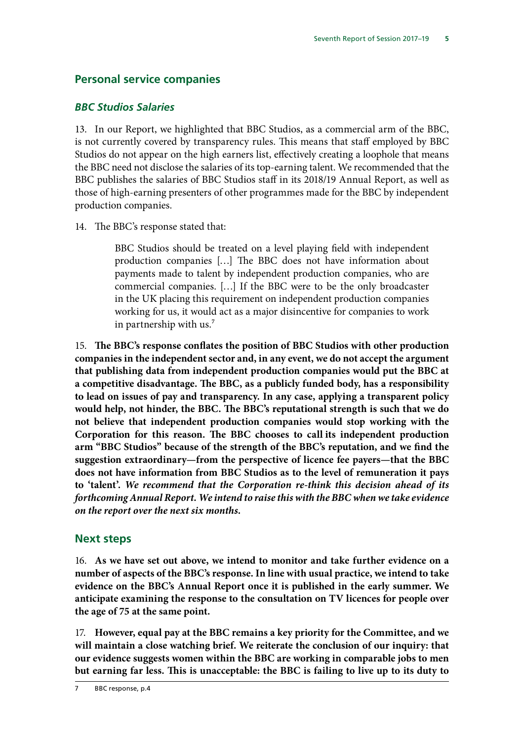## Personal service companies

### *BBC Studios Salaries*

13. In our Report, we highlighted that BBC Studios, as a commercial arm of the BBC, is not currently covered by transparency rules. This means that staff employed by BBC Studios do not appear on the high earners list, effectively creating a loophole that means the BBC need not disclose the salaries of its top-earning talent. We recommended that the BBC publishes the salaries of BBC Studios staff in its 2018/19 Annual Report, as well as those of high-earning presenters of other programmes made for the BBC by independent production companies.

14. The BBC's response stated that:

> BBC Studios should be treated on a level playing field with independent production companies […] The BBC does not have information about payments made to talent by independent production companies, who are commercial companies. […] If the BBC were to be the only broadcaster in the UK placing this requirement on independent production companies working for us, it would act as a major disincentive for companies to work in partnership with us.[7]

15. **The BBC's response conflates the position of BBC Studios with other production companies in the independent sector and, in any event, we do not accept the argument that publishing data from independent production companies would put the BBC at a competitive disadvantage. The BBC, as a publicly funded body, has a responsibility to lead on issues of pay and transparency. In any case, applying a transparent policy would help, not hinder, the BBC. The BBC's reputational strength is such that we do not believe that independent production companies would stop working with the Corporation for this reason. The BBC chooses to call its independent production arm "BBC Studios" because of the strength of the BBC's reputation, and we find the suggestion extraordinary—from the perspective of licence fee payers—that the BBC does not have information from BBC Studios as to the level of remuneration it pays to 'talent'.** ***We recommend that the Corporation re-think this decision ahead of its forthcoming Annual Report. We intend to raise this with the BBC when we take evidence on the report over the next six months.***

## Next steps

16. **As we have set out above, we intend to monitor and take further evidence on a number of aspects of the BBC's response. In line with usual practice, we intend to take evidence on the BBC's Annual Report once it is published in the early summer. We anticipate examining the response to the consultation on TV licences for people over the age of 75 at the same point.**

17. **However, equal pay at the BBC remains a key priority for the Committee, and we will maintain a close watching brief. We reiterate the conclusion of our inquiry: that our evidence suggests women within the BBC are working in comparable jobs to men but earning far less. This is unacceptable: the BBC is failing to live up to its duty to**

---

7 BBC response, p.4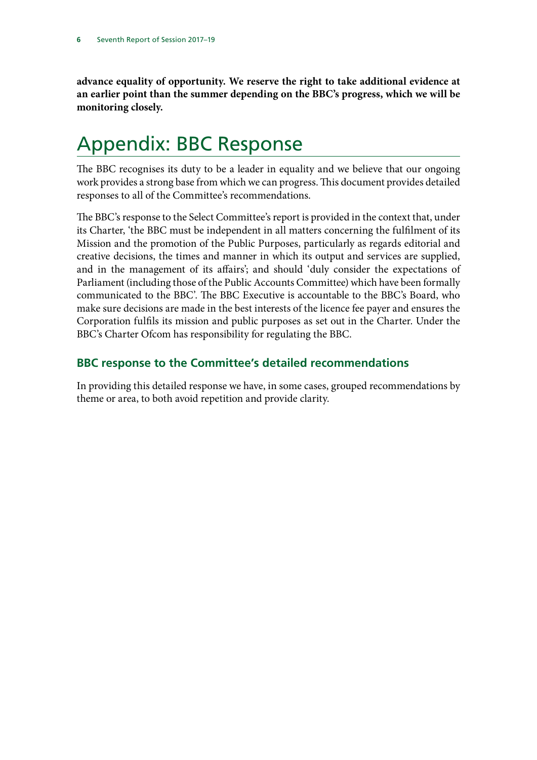**advance equality of opportunity. We reserve the right to take additional evidence at an earlier point than the summer depending on the BBC's progress, which we will be monitoring closely.**

# Appendix: BBC Response

The BBC recognises its duty to be a leader in equality and we believe that our ongoing work provides a strong base from which we can progress. This document provides detailed responses to all of the Committee's recommendations.

The BBC's response to the Select Committee's report is provided in the context that, under its Charter, 'the BBC must be independent in all matters concerning the fulfilment of its Mission and the promotion of the Public Purposes, particularly as regards editorial and creative decisions, the times and manner in which its output and services are supplied, and in the management of its affairs'; and should 'duly consider the expectations of Parliament (including those of the Public Accounts Committee) which have been formally communicated to the BBC'. The BBC Executive is accountable to the BBC's Board, who make sure decisions are made in the best interests of the licence fee payer and ensures the Corporation fulfils its mission and public purposes as set out in the Charter. Under the BBC's Charter Ofcom has responsibility for regulating the BBC.

## BBC response to the Committee's detailed recommendations

In providing this detailed response we have, in some cases, grouped recommendations by theme or area, to both avoid repetition and provide clarity.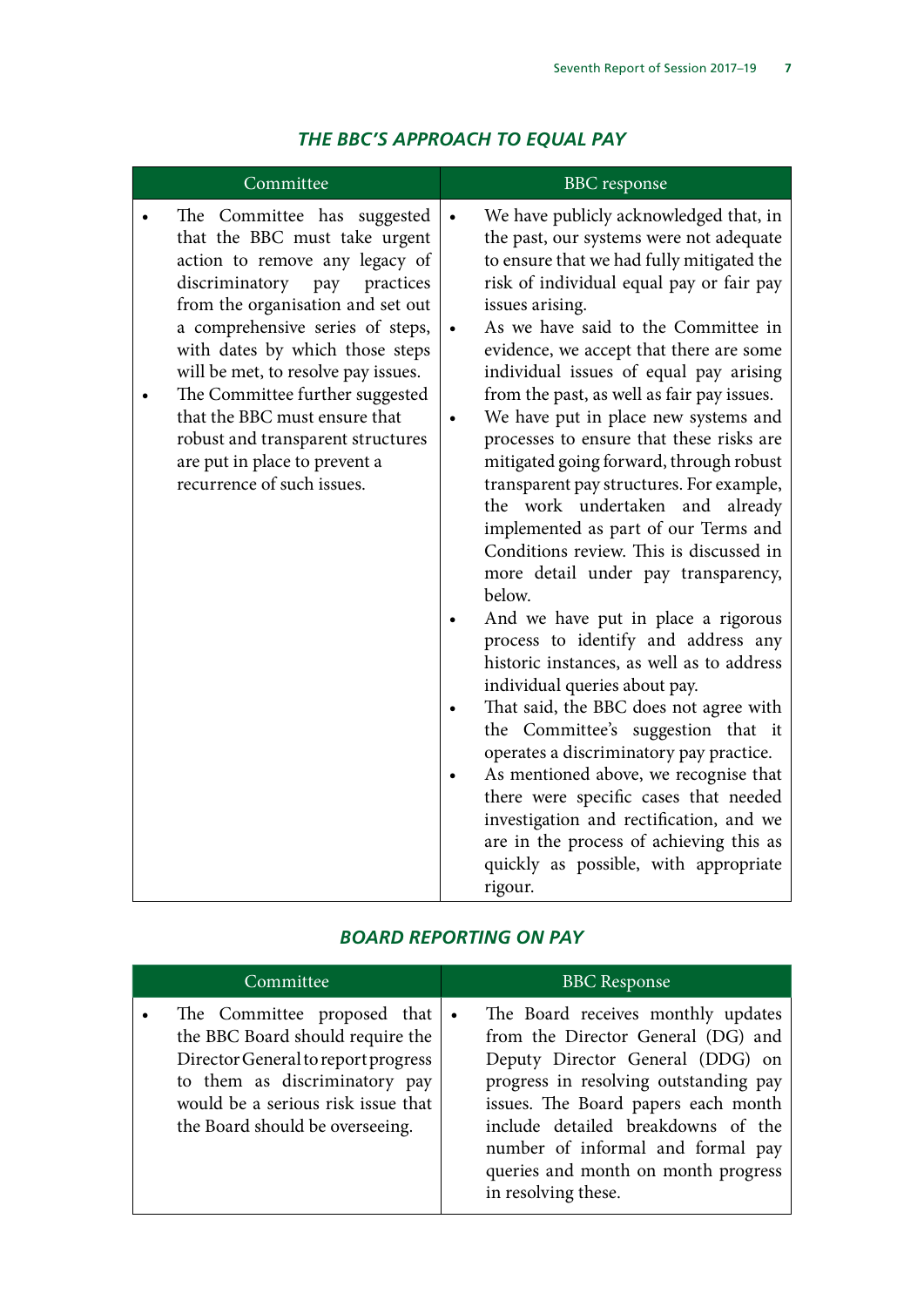## THE BBC'S APPROACH TO EQUAL PAY

| Committee | BBC response |
|---|---|
| • The Committee has suggested that the BBC must take urgent action to remove any legacy of discriminatory pay practices from the organisation and set out a comprehensive series of steps, with dates by which those steps will be met, to resolve pay issues.<br>• The Committee further suggested that the BBC must ensure that robust and transparent structures are put in place to prevent a recurrence of such issues. | • We have publicly acknowledged that, in the past, our systems were not adequate to ensure that we had fully mitigated the risk of individual equal pay or fair pay issues arising.<br>• As we have said to the Committee in evidence, we accept that there are some individual issues of equal pay arising from the past, as well as fair pay issues.<br>• We have put in place new systems and processes to ensure that these risks are mitigated going forward, through robust transparent pay structures. For example, the work undertaken and already implemented as part of our Terms and Conditions review. This is discussed in more detail under pay transparency, below.<br>• And we have put in place a rigorous process to identify and address any historic instances, as well as to address individual queries about pay.<br>• That said, the BBC does not agree with the Committee's suggestion that it operates a discriminatory pay practice.<br>• As mentioned above, we recognise that there were specific cases that needed investigation and rectification, and we are in the process of achieving this as quickly as possible, with appropriate rigour. |

## BOARD REPORTING ON PAY

| Committee | BBC Response |
|---|---|
| • The Committee proposed that the BBC Board should require the Director General to report progress to them as discriminatory pay would be a serious risk issue that the Board should be overseeing. | • The Board receives monthly updates from the Director General (DG) and Deputy Director General (DDG) on progress in resolving outstanding pay issues. The Board papers each month include detailed breakdowns of the number of informal and formal pay queries and month on month progress in resolving these. |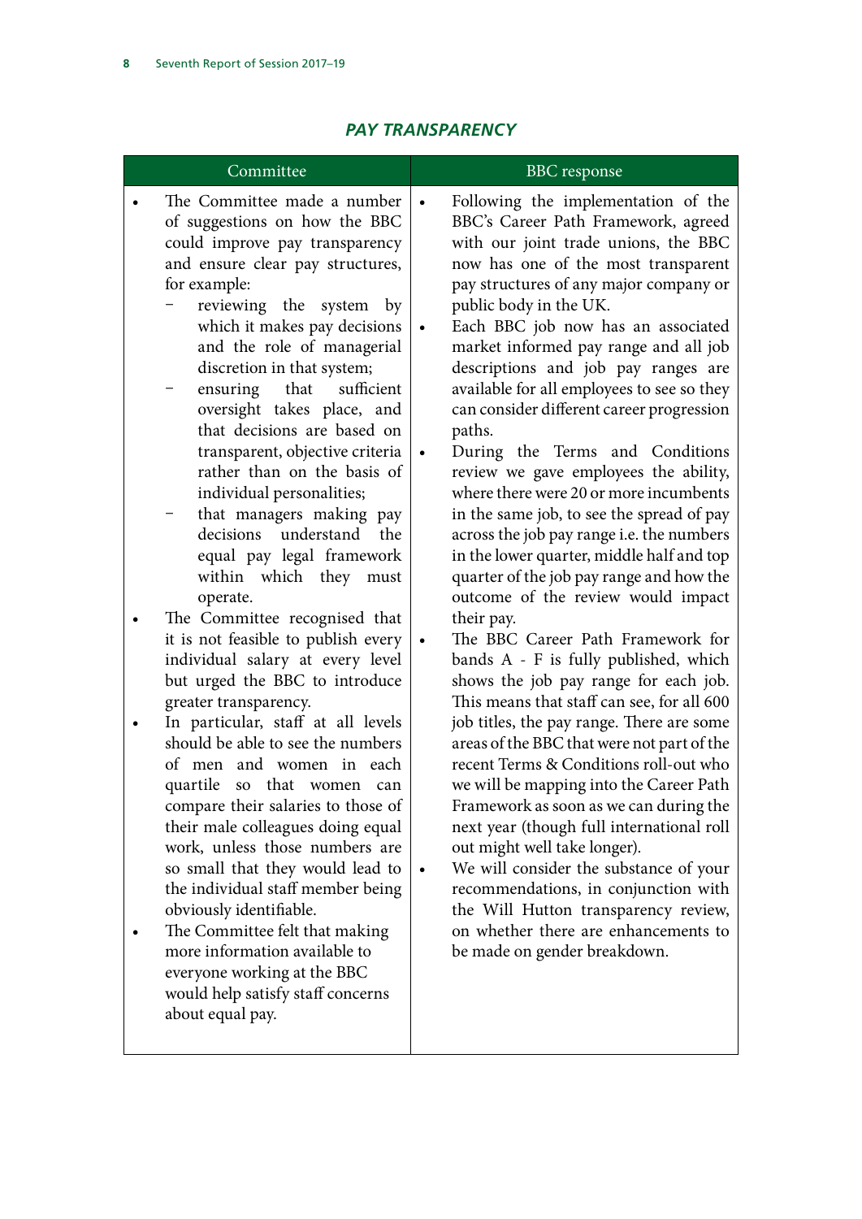## *PAY TRANSPARENCY*

| Committee | BBC response |
|---|---|
| • The Committee made a number of suggestions on how the BBC could improve pay transparency and ensure clear pay structures, for example:<br>– reviewing the system by which it makes pay decisions and the role of managerial discretion in that system;<br>– ensuring that sufficient oversight takes place, and that decisions are based on transparent, objective criteria rather than on the basis of individual personalities;<br>– that managers making pay decisions understand the equal pay legal framework within which they must operate.<br>• The Committee recognised that it is not feasible to publish every individual salary at every level but urged the BBC to introduce greater transparency.<br>• In particular, staff at all levels should be able to see the numbers of men and women in each quartile so that women can compare their salaries to those of their male colleagues doing equal work, unless those numbers are so small that they would lead to the individual staff member being obviously identifiable.<br>• The Committee felt that making more information available to everyone working at the BBC would help satisfy staff concerns about equal pay. | • Following the implementation of the BBC's Career Path Framework, agreed with our joint trade unions, the BBC now has one of the most transparent pay structures of any major company or public body in the UK.<br>• Each BBC job now has an associated market informed pay range and all job descriptions and job pay ranges are available for all employees to see so they can consider different career progression paths.<br>• During the Terms and Conditions review we gave employees the ability, where there were 20 or more incumbents in the same job, to see the spread of pay across the job pay range i.e. the numbers in the lower quarter, middle half and top quarter of the job pay range and how the outcome of the review would impact their pay.<br>• The BBC Career Path Framework for bands A - F is fully published, which shows the job pay range for each job. This means that staff can see, for all 600 job titles, the pay range. There are some areas of the BBC that were not part of the recent Terms & Conditions roll-out who we will be mapping into the Career Path Framework as soon as we can during the next year (though full international roll out might well take longer).<br>• We will consider the substance of your recommendations, in conjunction with the Will Hutton transparency review, on whether there are enhancements to be made on gender breakdown. |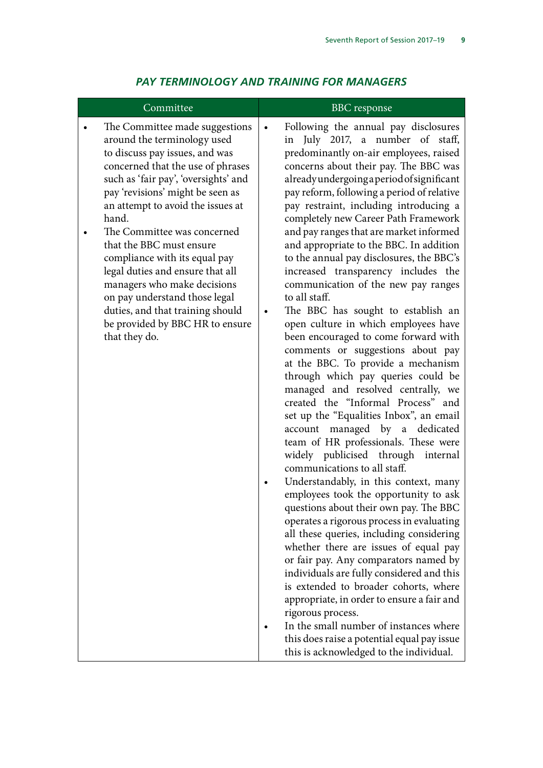### *PAY TERMINOLOGY AND TRAINING FOR MANAGERS*

| Committee | BBC response |
|---|---|
| • The Committee made suggestions around the terminology used to discuss pay issues, and was concerned that the use of phrases such as 'fair pay', 'oversights' and pay 'revisions' might be seen as an attempt to avoid the issues at hand.<br>• The Committee was concerned that the BBC must ensure compliance with its equal pay legal duties and ensure that all managers who make decisions on pay understand those legal duties, and that training should be provided by BBC HR to ensure that they do. | • Following the annual pay disclosures in July 2017, a number of staff, predominantly on-air employees, raised concerns about their pay. The BBC was already undergoing a period of significant pay reform, following a period of relative pay restraint, including introducing a completely new Career Path Framework and pay ranges that are market informed and appropriate to the BBC. In addition to the annual pay disclosures, the BBC's increased transparency includes the communication of the new pay ranges to all staff.<br>• The BBC has sought to establish an open culture in which employees have been encouraged to come forward with comments or suggestions about pay at the BBC. To provide a mechanism through which pay queries could be managed and resolved centrally, we created the "Informal Process" and set up the "Equalities Inbox", an email account managed by a dedicated team of HR professionals. These were widely publicised through internal communications to all staff.<br>• Understandably, in this context, many employees took the opportunity to ask questions about their own pay. The BBC operates a rigorous process in evaluating all these queries, including considering whether there are issues of equal pay or fair pay. Any comparators named by individuals are fully considered and this is extended to broader cohorts, where appropriate, in order to ensure a fair and rigorous process.<br>• In the small number of instances where this does raise a potential equal pay issue this is acknowledged to the individual. |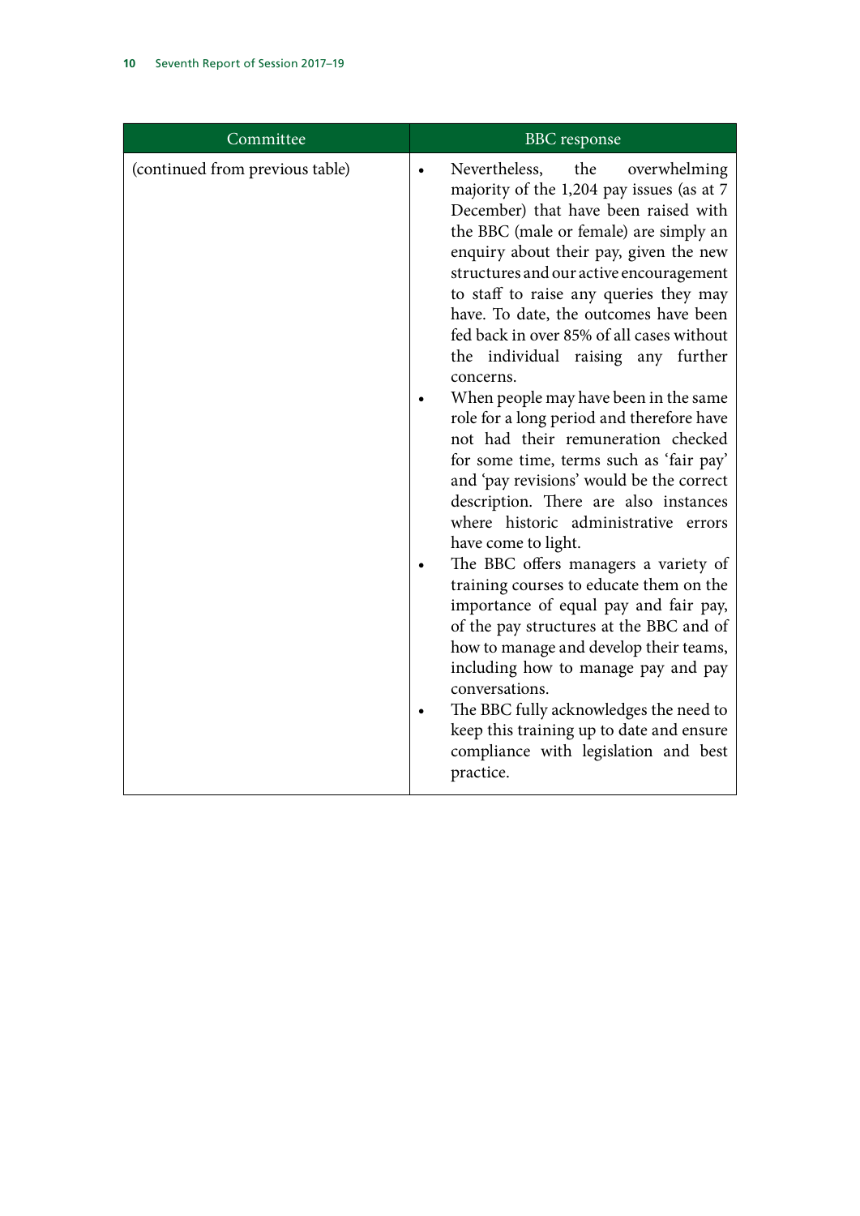| Committee | BBC response |
| --- | --- |
| (continued from previous table) | • Nevertheless, the overwhelming majority of the 1,204 pay issues (as at 7 December) that have been raised with the BBC (male or female) are simply an enquiry about their pay, given the new structures and our active encouragement to staff to raise any queries they may have. To date, the outcomes have been fed back in over 85% of all cases without the individual raising any further concerns.<br>• When people may have been in the same role for a long period and therefore have not had their remuneration checked for some time, terms such as 'fair pay' and 'pay revisions' would be the correct description. There are also instances where historic administrative errors have come to light.<br>• The BBC offers managers a variety of training courses to educate them on the importance of equal pay and fair pay, of the pay structures at the BBC and of how to manage and develop their teams, including how to manage pay and pay conversations.<br>• The BBC fully acknowledges the need to keep this training up to date and ensure compliance with legislation and best practice. |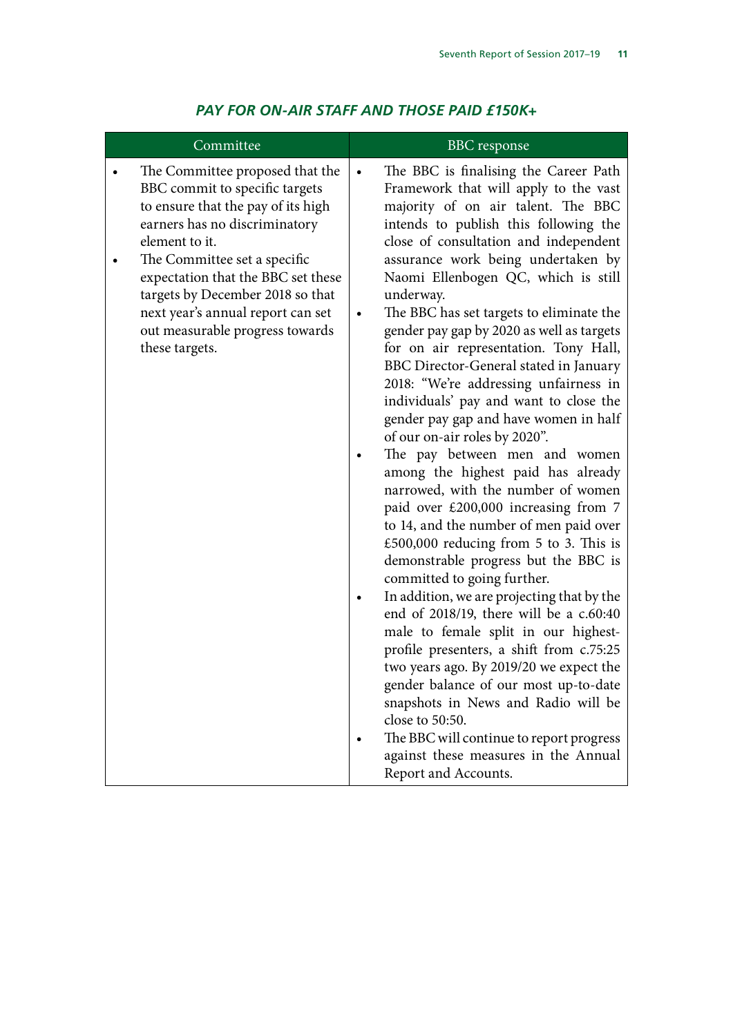## *PAY FOR ON-AIR STAFF AND THOSE PAID £150K+*

| Committee | BBC response |
|---|---|
| • The Committee proposed that the BBC commit to specific targets to ensure that the pay of its high earners has no discriminatory element to it.<br>• The Committee set a specific expectation that the BBC set these targets by December 2018 so that next year's annual report can set out measurable progress towards these targets. | • The BBC is finalising the Career Path Framework that will apply to the vast majority of on air talent. The BBC intends to publish this following the close of consultation and independent assurance work being undertaken by Naomi Ellenbogen QC, which is still underway.<br>• The BBC has set targets to eliminate the gender pay gap by 2020 as well as targets for on air representation. Tony Hall, BBC Director-General stated in January 2018: "We're addressing unfairness in individuals' pay and want to close the gender pay gap and have women in half of our on-air roles by 2020".<br>• The pay between men and women among the highest paid has already narrowed, with the number of women paid over £200,000 increasing from 7 to 14, and the number of men paid over £500,000 reducing from 5 to 3. This is demonstrable progress but the BBC is committed to going further.<br>• In addition, we are projecting that by the end of 2018/19, there will be a c.60:40 male to female split in our highest-profile presenters, a shift from c.75:25 two years ago. By 2019/20 we expect the gender balance of our most up-to-date snapshots in News and Radio will be close to 50:50.<br>• The BBC will continue to report progress against these measures in the Annual Report and Accounts. |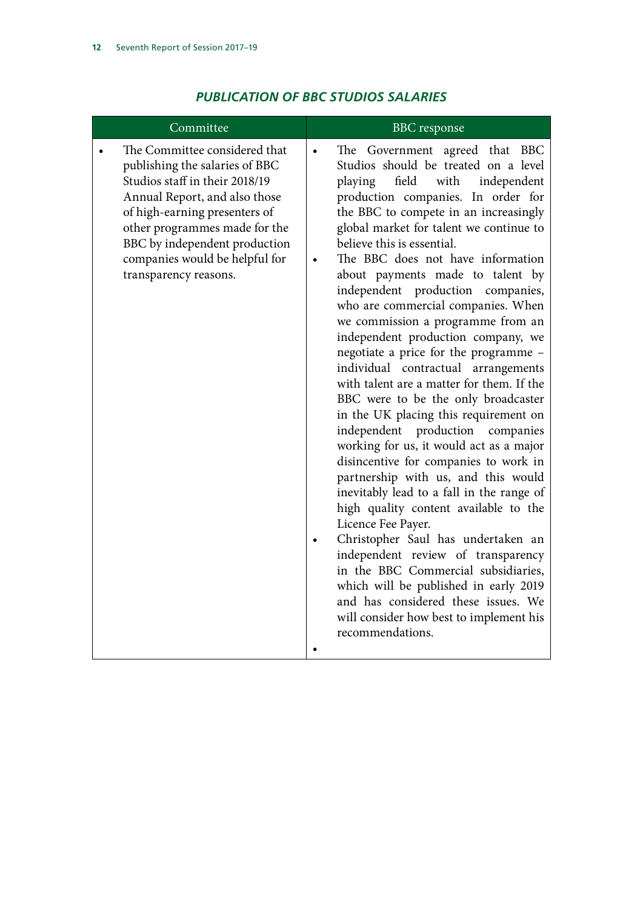## *PUBLICATION OF BBC STUDIOS SALARIES*

| Committee | BBC response |
|---|---|
| • The Committee considered that publishing the salaries of BBC Studios staff in their 2018/19 Annual Report, and also those of high-earning presenters of other programmes made for the BBC by independent production companies would be helpful for transparency reasons. | • The Government agreed that BBC Studios should be treated on a level playing field with independent production companies. In order for the BBC to compete in an increasingly global market for talent we continue to believe this is essential.<br>• The BBC does not have information about payments made to talent by independent production companies, who are commercial companies. When we commission a programme from an independent production company, we negotiate a price for the programme – individual contractual arrangements with talent are a matter for them. If the BBC were to be the only broadcaster in the UK placing this requirement on independent production companies working for us, it would act as a major disincentive for companies to work in partnership with us, and this would inevitably lead to a fall in the range of high quality content available to the Licence Fee Payer.<br>• Christopher Saul has undertaken an independent review of transparency in the BBC Commercial subsidiaries, which will be published in early 2019 and has considered these issues. We will consider how best to implement his recommendations.<br>• |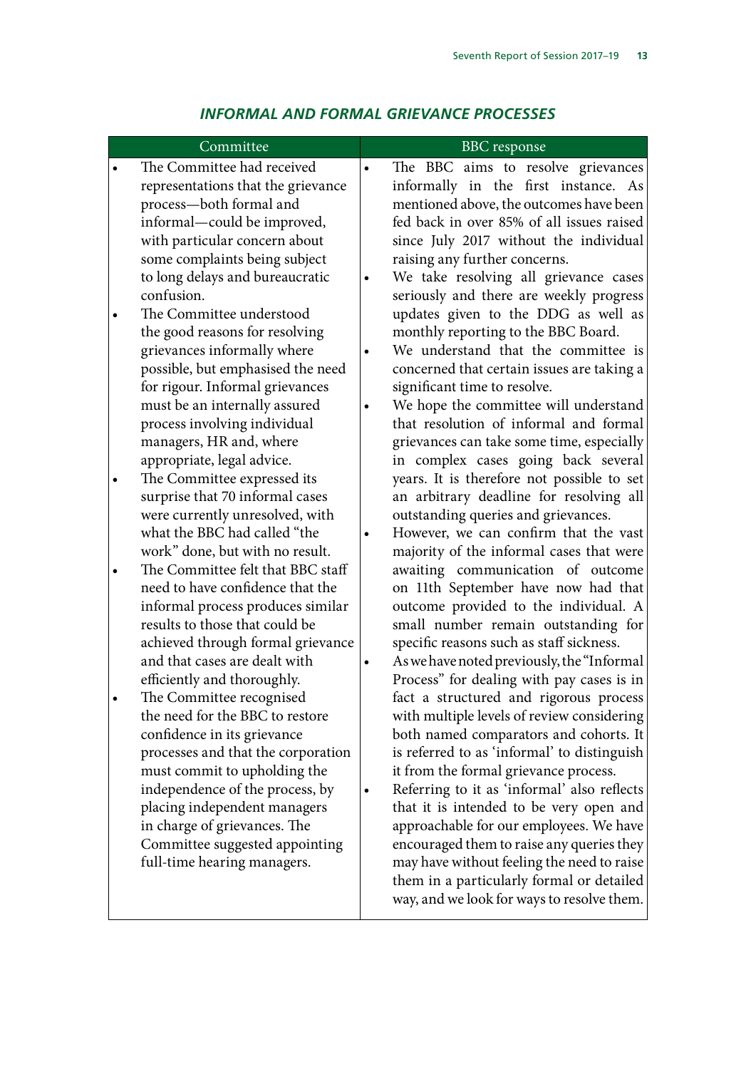### *INFORMAL AND FORMAL GRIEVANCE PROCESSES*

| Committee | BBC response |
|---|---|
| • The Committee had received representations that the grievance process—both formal and informal—could be improved, with particular concern about some complaints being subject to long delays and bureaucratic confusion.<br>• The Committee understood the good reasons for resolving grievances informally where possible, but emphasised the need for rigour. Informal grievances must be an internally assured process involving individual managers, HR and, where appropriate, legal advice.<br>• The Committee expressed its surprise that 70 informal cases were currently unresolved, with what the BBC had called "the work" done, but with no result.<br>• The Committee felt that BBC staff need to have confidence that the informal process produces similar results to those that could be achieved through formal grievance and that cases are dealt with efficiently and thoroughly.<br>• The Committee recognised the need for the BBC to restore confidence in its grievance processes and that the corporation must commit to upholding the independence of the process, by placing independent managers in charge of grievances. The Committee suggested appointing full-time hearing managers. | • The BBC aims to resolve grievances informally in the first instance. As mentioned above, the outcomes have been fed back in over 85% of all issues raised since July 2017 without the individual raising any further concerns.<br>• We take resolving all grievance cases seriously and there are weekly progress updates given to the DDG as well as monthly reporting to the BBC Board.<br>• We understand that the committee is concerned that certain issues are taking a significant time to resolve.<br>• We hope the committee will understand that resolution of informal and formal grievances can take some time, especially in complex cases going back several years. It is therefore not possible to set an arbitrary deadline for resolving all outstanding queries and grievances.<br>• However, we can confirm that the vast majority of the informal cases that were awaiting communication of outcome on 11th September have now had that outcome provided to the individual. A small number remain outstanding for specific reasons such as staff sickness.<br>• As we have noted previously, the "Informal Process" for dealing with pay cases is in fact a structured and rigorous process with multiple levels of review considering both named comparators and cohorts. It is referred to as 'informal' to distinguish it from the formal grievance process.<br>• Referring to it as 'informal' also reflects that it is intended to be very open and approachable for our employees. We have encouraged them to raise any queries they may have without feeling the need to raise them in a particularly formal or detailed way, and we look for ways to resolve them. |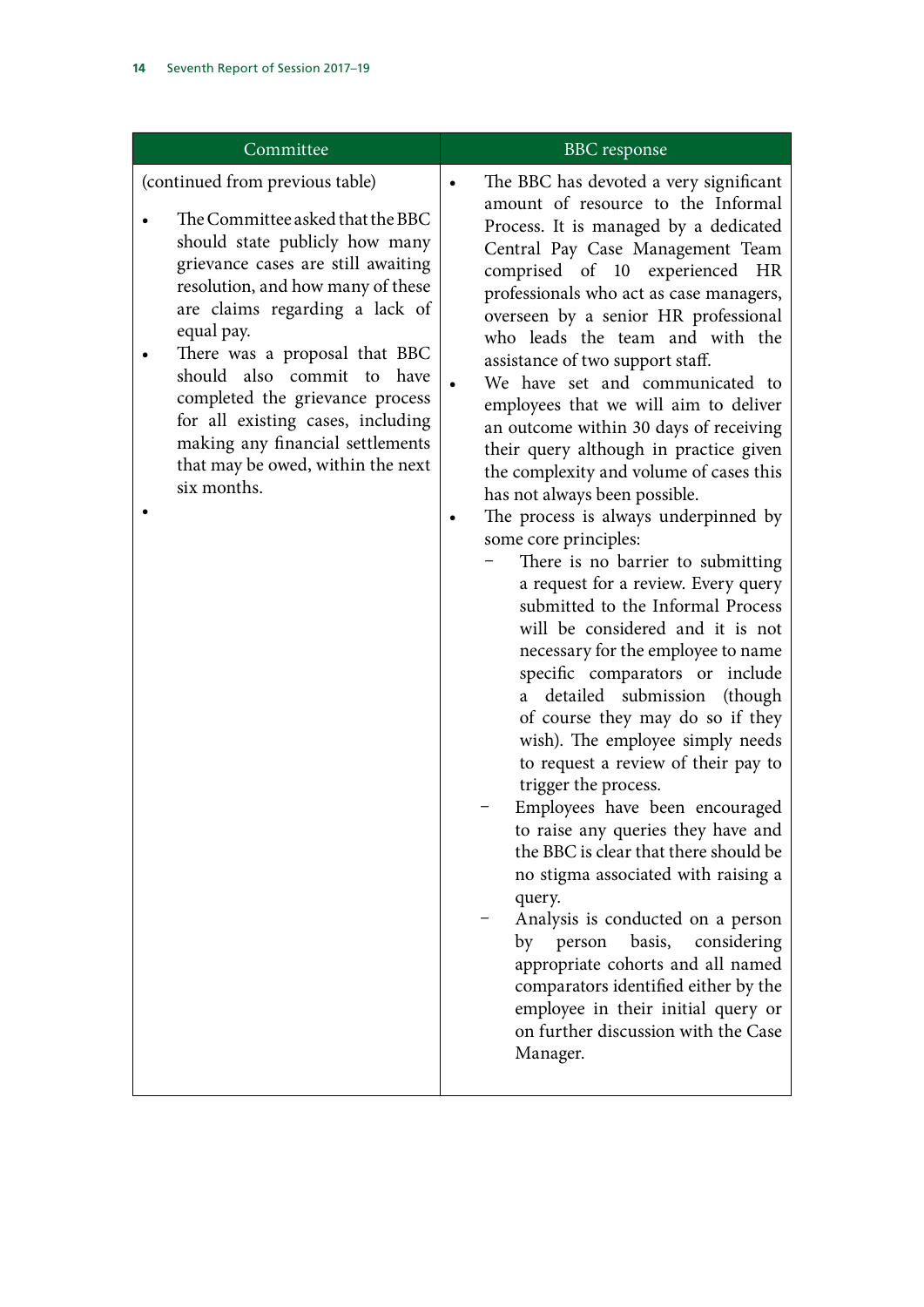| Committee | BBC response |
|---|---|
| (continued from previous table)<br><br>• The Committee asked that the BBC should state publicly how many grievance cases are still awaiting resolution, and how many of these are claims regarding a lack of equal pay.<br>• There was a proposal that BBC should also commit to have completed the grievance process for all existing cases, including making any financial settlements that may be owed, within the next six months.<br>• | • The BBC has devoted a very significant amount of resource to the Informal Process. It is managed by a dedicated Central Pay Case Management Team comprised of 10 experienced HR professionals who act as case managers, overseen by a senior HR professional who leads the team and with the assistance of two support staff.<br>• We have set and communicated to employees that we will aim to deliver an outcome within 30 days of receiving their query although in practice given the complexity and volume of cases this has not always been possible.<br>• The process is always underpinned by some core principles:<br>– There is no barrier to submitting a request for a review. Every query submitted to the Informal Process will be considered and it is not necessary for the employee to name specific comparators or include a detailed submission (though of course they may do so if they wish). The employee simply needs to request a review of their pay to trigger the process.<br>– Employees have been encouraged to raise any queries they have and the BBC is clear that there should be no stigma associated with raising a query.<br>– Analysis is conducted on a person by person basis, considering appropriate cohorts and all named comparators identified either by the employee in their initial query or on further discussion with the Case Manager. |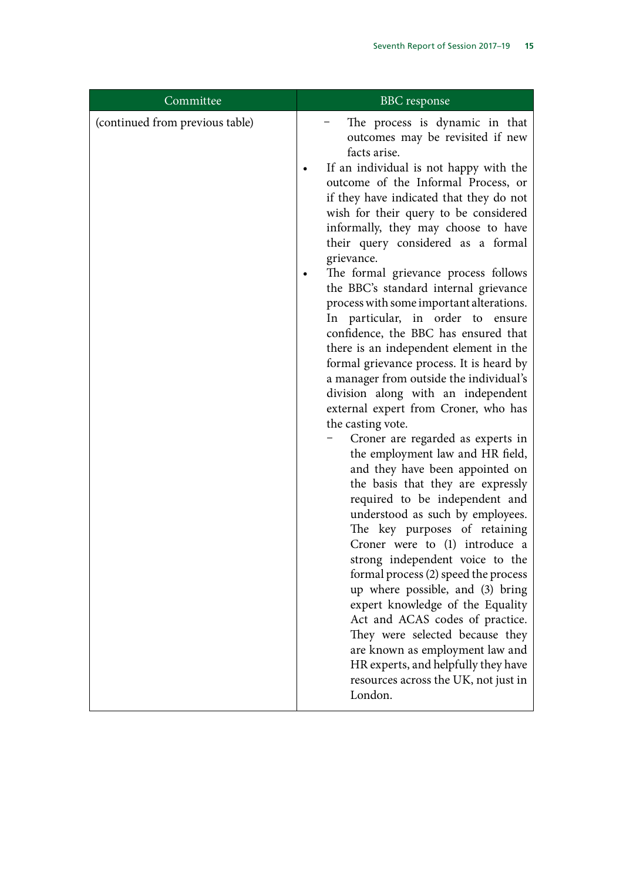| Committee | BBC response |
|---|---|
| (continued from previous table) | – The process is dynamic in that outcomes may be revisited if new facts arise.<br>• If an individual is not happy with the outcome of the Informal Process, or if they have indicated that they do not wish for their query to be considered informally, they may choose to have their query considered as a formal grievance.<br>• The formal grievance process follows the BBC's standard internal grievance process with some important alterations. In particular, in order to ensure confidence, the BBC has ensured that there is an independent element in the formal grievance process. It is heard by a manager from outside the individual's division along with an independent external expert from Croner, who has the casting vote.<br>– Croner are regarded as experts in the employment law and HR field, and they have been appointed on the basis that they are expressly required to be independent and understood as such by employees. The key purposes of retaining Croner were to (1) introduce a strong independent voice to the formal process (2) speed the process up where possible, and (3) bring expert knowledge of the Equality Act and ACAS codes of practice. They were selected because they are known as employment law and HR experts, and helpfully they have resources across the UK, not just in London. |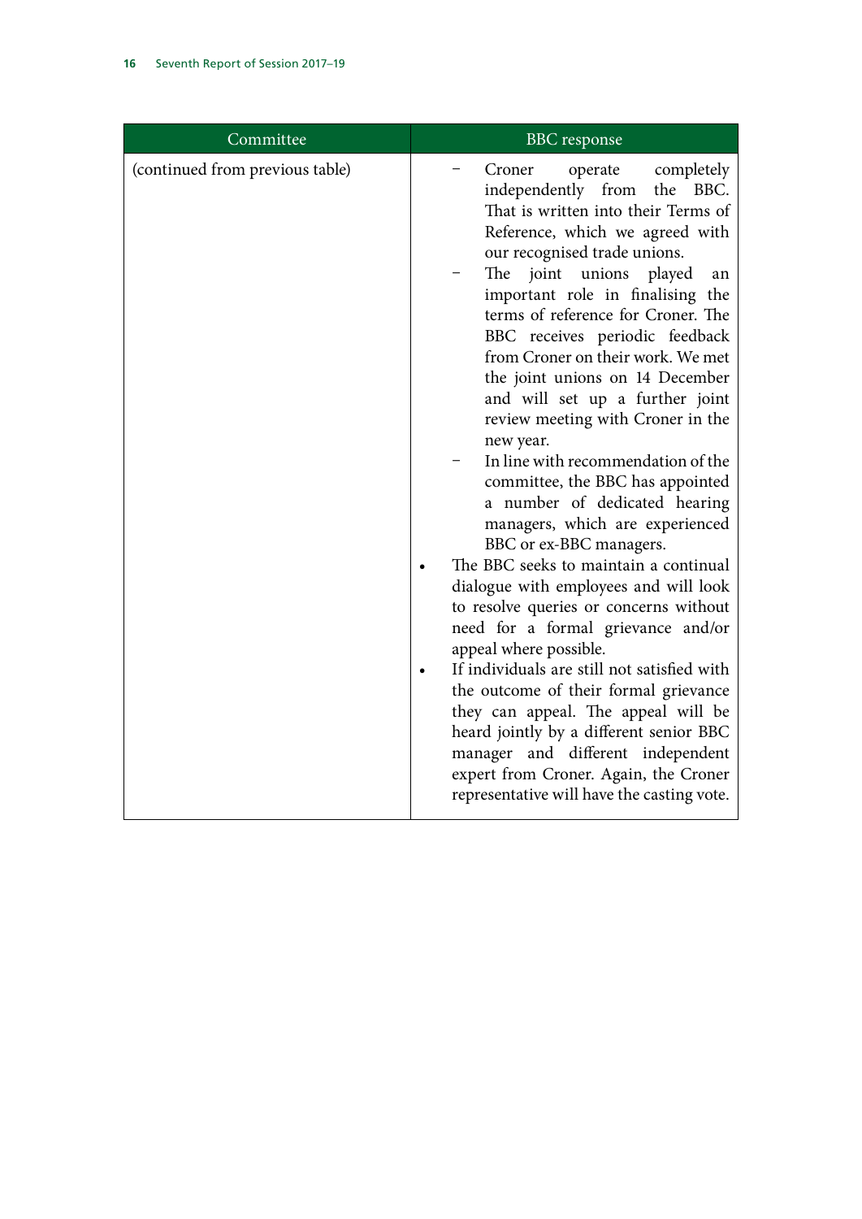| Committee | BBC response |
| --- | --- |
| (continued from previous table) | – Croner operate completely independently from the BBC. That is written into their Terms of Reference, which we agreed with our recognised trade unions.<br>– The joint unions played an important role in finalising the terms of reference for Croner. The BBC receives periodic feedback from Croner on their work. We met the joint unions on 14 December and will set up a further joint review meeting with Croner in the new year.<br>– In line with recommendation of the committee, the BBC has appointed a number of dedicated hearing managers, which are experienced BBC or ex-BBC managers.<br>• The BBC seeks to maintain a continual dialogue with employees and will look to resolve queries or concerns without need for a formal grievance and/or appeal where possible.<br>• If individuals are still not satisfied with the outcome of their formal grievance they can appeal. The appeal will be heard jointly by a different senior BBC manager and different independent expert from Croner. Again, the Croner representative will have the casting vote. |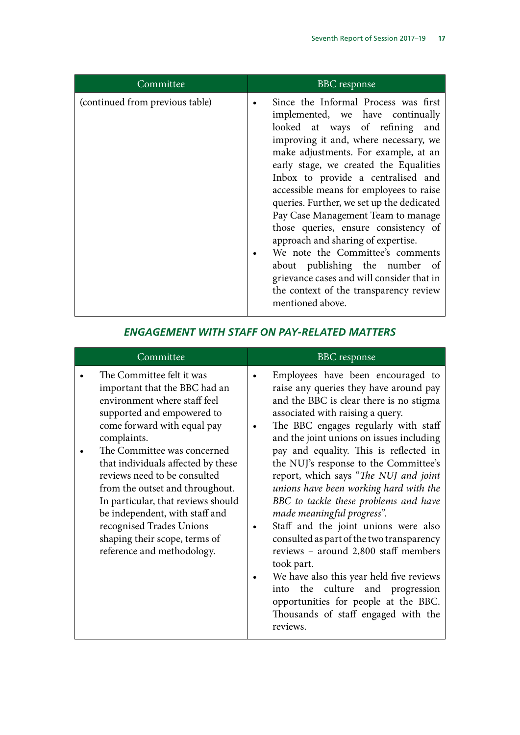| Committee | BBC response |
|---|---|
| (continued from previous table) | • Since the Informal Process was first implemented, we have continually looked at ways of refining and improving it and, where necessary, we make adjustments. For example, at an early stage, we created the Equalities Inbox to provide a centralised and accessible means for employees to raise queries. Further, we set up the dedicated Pay Case Management Team to manage those queries, ensure consistency of approach and sharing of expertise.<br>• We note the Committee's comments about publishing the number of grievance cases and will consider that in the context of the transparency review mentioned above. |

### *ENGAGEMENT WITH STAFF ON PAY-RELATED MATTERS*

| Committee | BBC response |
|---|---|
| • The Committee felt it was important that the BBC had an environment where staff feel supported and empowered to come forward with equal pay complaints.<br>• The Committee was concerned that individuals affected by these reviews need to be consulted from the outset and throughout. In particular, that reviews should be independent, with staff and recognised Trades Unions shaping their scope, terms of reference and methodology. | • Employees have been encouraged to raise any queries they have around pay and the BBC is clear there is no stigma associated with raising a query.<br>• The BBC engages regularly with staff and the joint unions on issues including pay and equality. This is reflected in the NUJ's response to the Committee's report, which says "*The NUJ and joint unions have been working hard with the BBC to tackle these problems and have made meaningful progress*".<br>• Staff and the joint unions were also consulted as part of the two transparency reviews – around 2,800 staff members took part.<br>• We have also this year held five reviews into the culture and progression opportunities for people at the BBC. Thousands of staff engaged with the reviews. |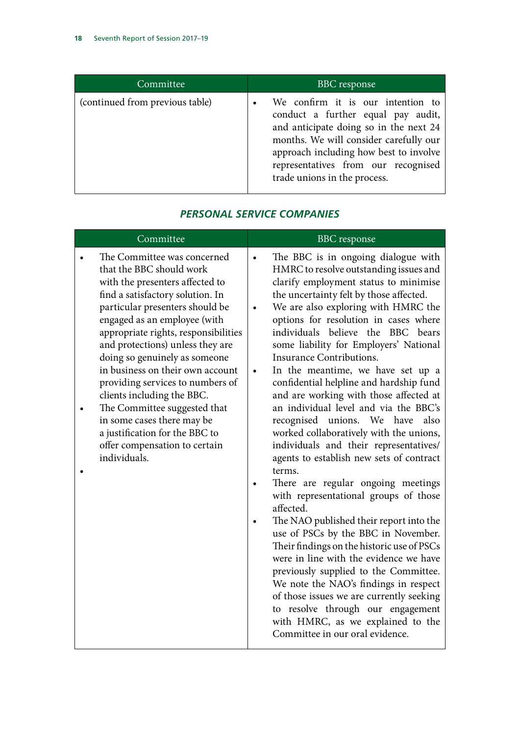| Committee | BBC response |
|---|---|
| (continued from previous table) | • We confirm it is our intention to conduct a further equal pay audit, and anticipate doing so in the next 24 months. We will consider carefully our approach including how best to involve representatives from our recognised trade unions in the process. |

### *PERSONAL SERVICE COMPANIES*

| Committee | BBC response |
|---|---|
| • The Committee was concerned that the BBC should work with the presenters affected to find a satisfactory solution. In particular presenters should be engaged as an employee (with appropriate rights, responsibilities and protections) unless they are doing so genuinely as someone in business on their own account providing services to numbers of clients including the BBC.<br>• The Committee suggested that in some cases there may be a justification for the BBC to offer compensation to certain individuals.<br>• | • The BBC is in ongoing dialogue with HMRC to resolve outstanding issues and clarify employment status to minimise the uncertainty felt by those affected.<br>• We are also exploring with HMRC the options for resolution in cases where individuals believe the BBC bears some liability for Employers' National Insurance Contributions.<br>• In the meantime, we have set up a confidential helpline and hardship fund and are working with those affected at an individual level and via the BBC's recognised unions. We have also worked collaboratively with the unions, individuals and their representatives/agents to establish new sets of contract terms.<br>• There are regular ongoing meetings with representational groups of those affected.<br>• The NAO published their report into the use of PSCs by the BBC in November. Their findings on the historic use of PSCs were in line with the evidence we have previously supplied to the Committee. We note the NAO's findings in respect of those issues we are currently seeking to resolve through our engagement with HMRC, as we explained to the Committee in our oral evidence. |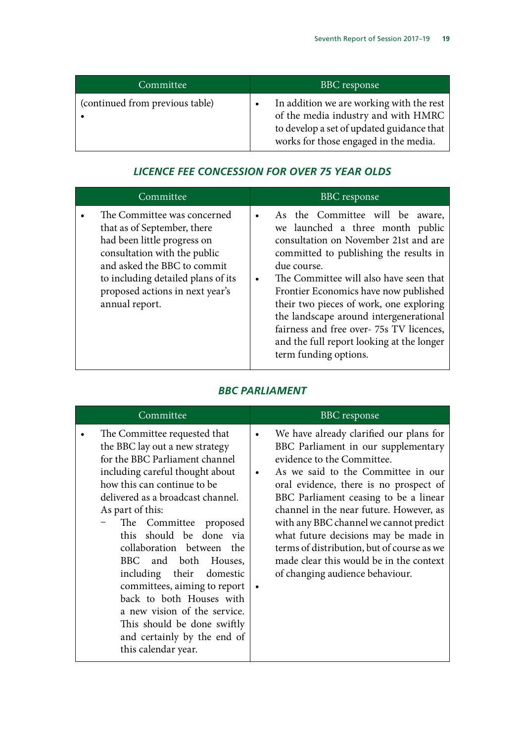| Committee | BBC response |
|---|---|
| (continued from previous table)<br>• | • In addition we are working with the rest of the media industry and with HMRC to develop a set of updated guidance that works for those engaged in the media. |

### *LICENCE FEE CONCESSION FOR OVER 75 YEAR OLDS*

| Committee | BBC response |
|---|---|
| • The Committee was concerned that as of September, there had been little progress on consultation with the public and asked the BBC to commit to including detailed plans of its proposed actions in next year's annual report. | • As the Committee will be aware, we launched a three month public consultation on November 21st and are committed to publishing the results in due course.<br>• The Committee will also have seen that Frontier Economics have now published their two pieces of work, one exploring the landscape around intergenerational fairness and free over- 75s TV licences, and the full report looking at the longer term funding options. |

### *BBC PARLIAMENT*

| Committee | BBC response |
|---|---|
| • The Committee requested that the BBC lay out a new strategy for the BBC Parliament channel including careful thought about how this can continue to be delivered as a broadcast channel. As part of this:<br>− The Committee proposed this should be done via collaboration between the BBC and both Houses, including their domestic committees, aiming to report back to both Houses with a new vision of the service. This should be done swiftly and certainly by the end of this calendar year. | • We have already clarified our plans for BBC Parliament in our supplementary evidence to the Committee.<br>• As we said to the Committee in our oral evidence, there is no prospect of BBC Parliament ceasing to be a linear channel in the near future. However, as with any BBC channel we cannot predict what future decisions may be made in terms of distribution, but of course as we made clear this would be in the context of changing audience behaviour.<br>• |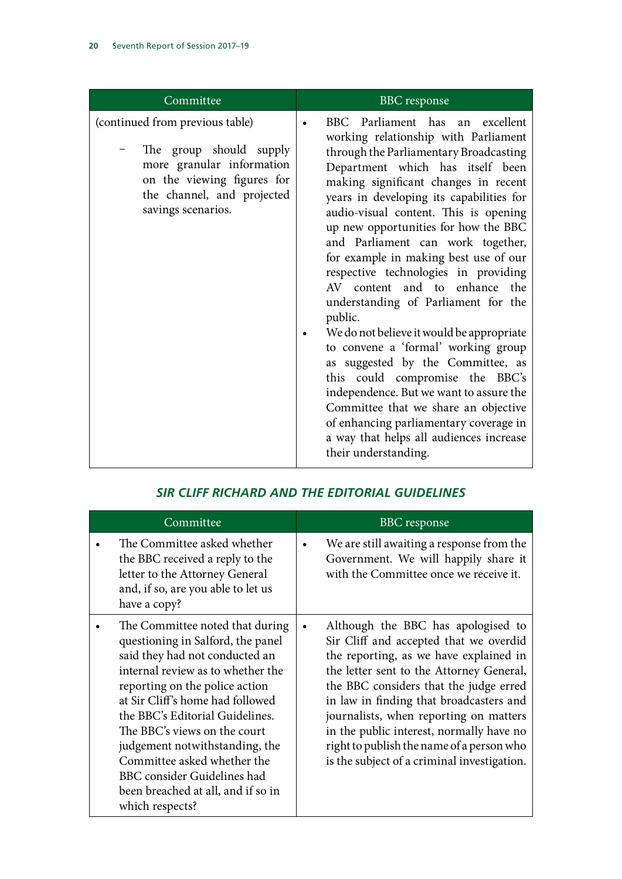| Committee | BBC response |
| --- | --- |
| (continued from previous table)<br><br>– The group should supply more granular information on the viewing figures for the channel, and projected savings scenarios. | • BBC Parliament has an excellent working relationship with Parliament through the Parliamentary Broadcasting Department which has itself been making significant changes in recent years in developing its capabilities for audio-visual content. This is opening up new opportunities for how the BBC and Parliament can work together, for example in making best use of our respective technologies in providing AV content and to enhance the understanding of Parliament for the public.<br>• We do not believe it would be appropriate to convene a 'formal' working group as suggested by the Committee, as this could compromise the BBC's independence. But we want to assure the Committee that we share an objective of enhancing parliamentary coverage in a way that helps all audiences increase their understanding. |

### *SIR CLIFF RICHARD AND THE EDITORIAL GUIDELINES*

| Committee | BBC response |
| --- | --- |
| • The Committee asked whether the BBC received a reply to the letter to the Attorney General and, if so, are you able to let us have a copy? | • We are still awaiting a response from the Government. We will happily share it with the Committee once we receive it. |
| • The Committee noted that during questioning in Salford, the panel said they had not conducted an internal review as to whether the reporting on the police action at Sir Cliff's home had followed the BBC's Editorial Guidelines. The BBC's views on the court judgement notwithstanding, the Committee asked whether the BBC consider Guidelines had been breached at all, and if so in which respects? | • Although the BBC has apologised to Sir Cliff and accepted that we overdid the reporting, as we have explained in the letter sent to the Attorney General, the BBC considers that the judge erred in law in finding that broadcasters and journalists, when reporting on matters in the public interest, normally have no right to publish the name of a person who is the subject of a criminal investigation. |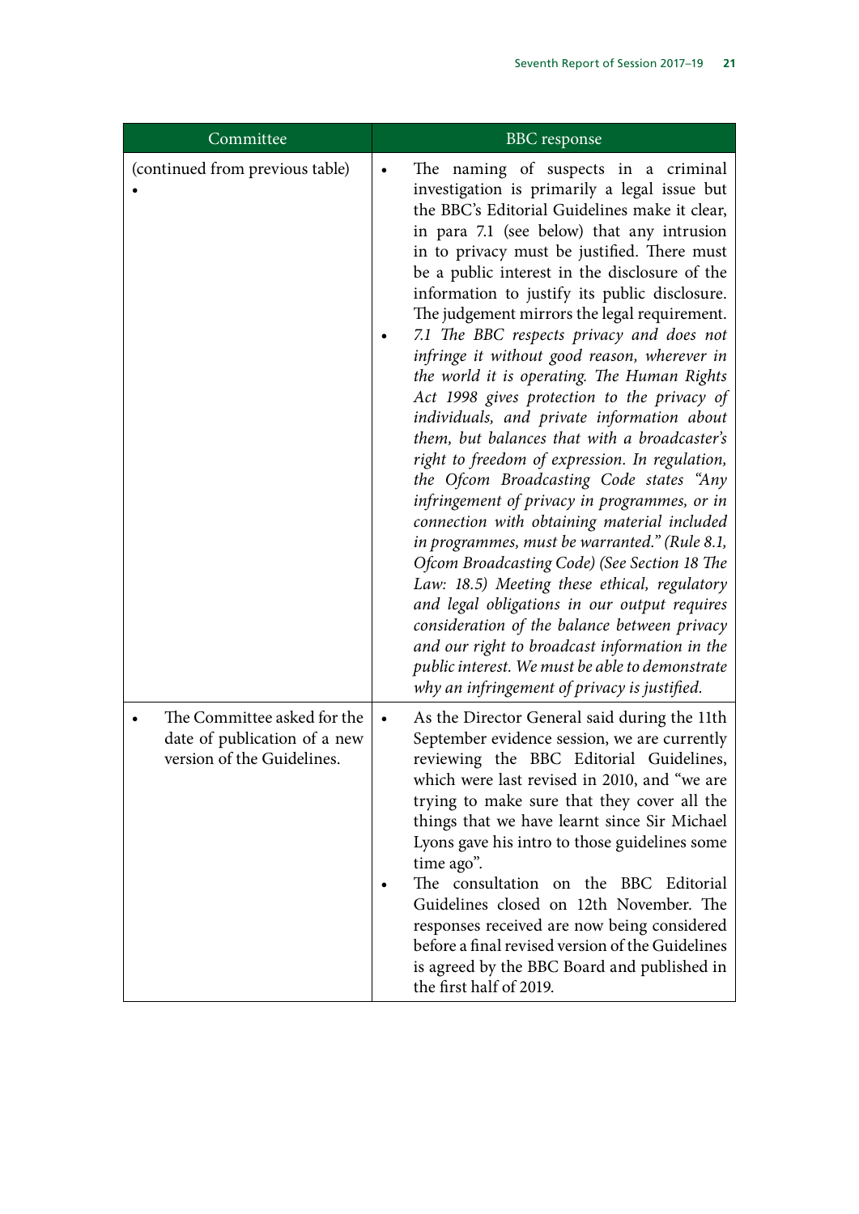| Committee | BBC response |
|---|---|
| (continued from previous table)<br>• | • The naming of suspects in a criminal investigation is primarily a legal issue but the BBC's Editorial Guidelines make it clear, in para 7.1 (see below) that any intrusion in to privacy must be justified. There must be a public interest in the disclosure of the information to justify its public disclosure. The judgement mirrors the legal requirement.<br>• *7.1 The BBC respects privacy and does not infringe it without good reason, wherever in the world it is operating. The Human Rights Act 1998 gives protection to the privacy of individuals, and private information about them, but balances that with a broadcaster's right to freedom of expression. In regulation, the Ofcom Broadcasting Code states "Any infringement of privacy in programmes, or in connection with obtaining material included in programmes, must be warranted." (Rule 8.1, Ofcom Broadcasting Code) (See Section 18 The Law: 18.5) Meeting these ethical, regulatory and legal obligations in our output requires consideration of the balance between privacy and our right to broadcast information in the public interest. We must be able to demonstrate why an infringement of privacy is justified.* |
| • The Committee asked for the date of publication of a new version of the Guidelines. | • As the Director General said during the 11th September evidence session, we are currently reviewing the BBC Editorial Guidelines, which were last revised in 2010, and "we are trying to make sure that they cover all the things that we have learnt since Sir Michael Lyons gave his intro to those guidelines some time ago".<br>• The consultation on the BBC Editorial Guidelines closed on 12th November. The responses received are now being considered before a final revised version of the Guidelines is agreed by the BBC Board and published in the first half of 2019. |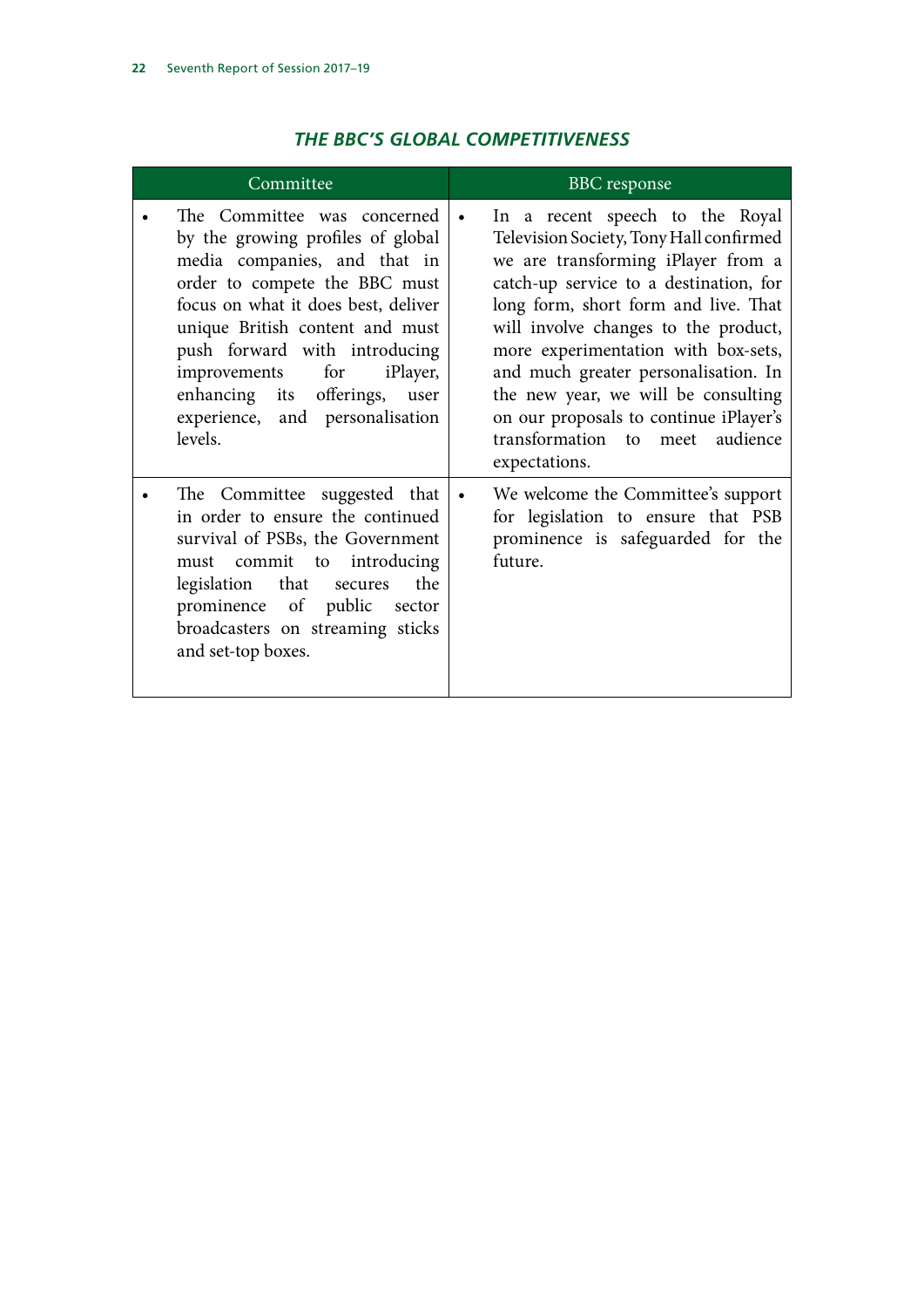### *THE BBC'S GLOBAL COMPETITIVENESS*

| Committee | BBC response |
|---|---|
| • The Committee was concerned by the growing profiles of global media companies, and that in order to compete the BBC must focus on what it does best, deliver unique British content and must push forward with introducing improvements for iPlayer, enhancing its offerings, user experience, and personalisation levels. | • In a recent speech to the Royal Television Society, Tony Hall confirmed we are transforming iPlayer from a catch-up service to a destination, for long form, short form and live. That will involve changes to the product, more experimentation with box-sets, and much greater personalisation. In the new year, we will be consulting on our proposals to continue iPlayer's transformation to meet audience expectations. |
| • The Committee suggested that in order to ensure the continued survival of PSBs, the Government must commit to introducing legislation that secures the prominence of public sector broadcasters on streaming sticks and set-top boxes. | • We welcome the Committee's support for legislation to ensure that PSB prominence is safeguarded for the future. |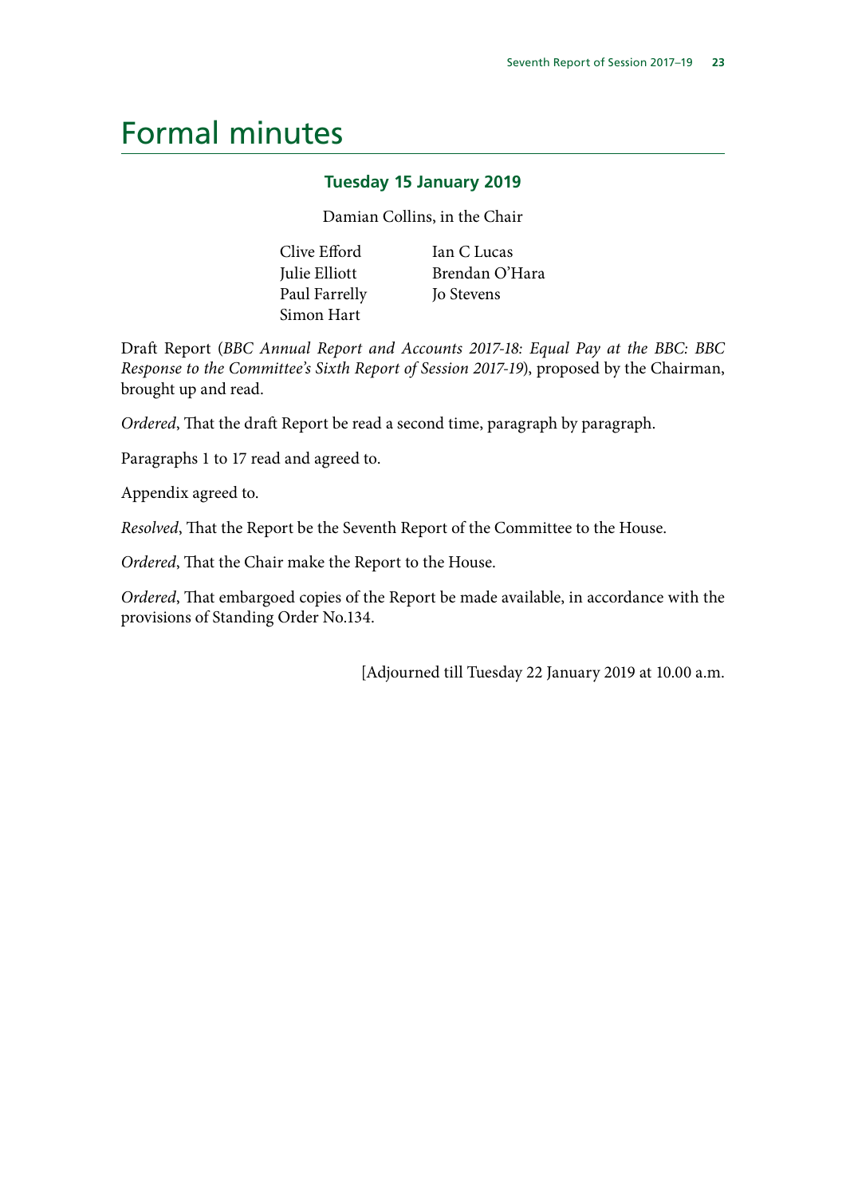# Formal minutes

### Tuesday 15 January 2019

Damian Collins, in the Chair

Clive Efford
Julie Elliott
Paul Farrelly
Simon Hart
Ian C Lucas
Brendan O'Hara
Jo Stevens

Draft Report (*BBC Annual Report and Accounts 2017-18: Equal Pay at the BBC: BBC Response to the Committee's Sixth Report of Session 2017-19*), proposed by the Chairman, brought up and read.

*Ordered*, That the draft Report be read a second time, paragraph by paragraph.

Paragraphs 1 to 17 read and agreed to.

Appendix agreed to.

*Resolved*, That the Report be the Seventh Report of the Committee to the House.

*Ordered*, That the Chair make the Report to the House.

*Ordered*, That embargoed copies of the Report be made available, in accordance with the provisions of Standing Order No.134.

[Adjourned till Tuesday 22 January 2019 at 10.00 a.m.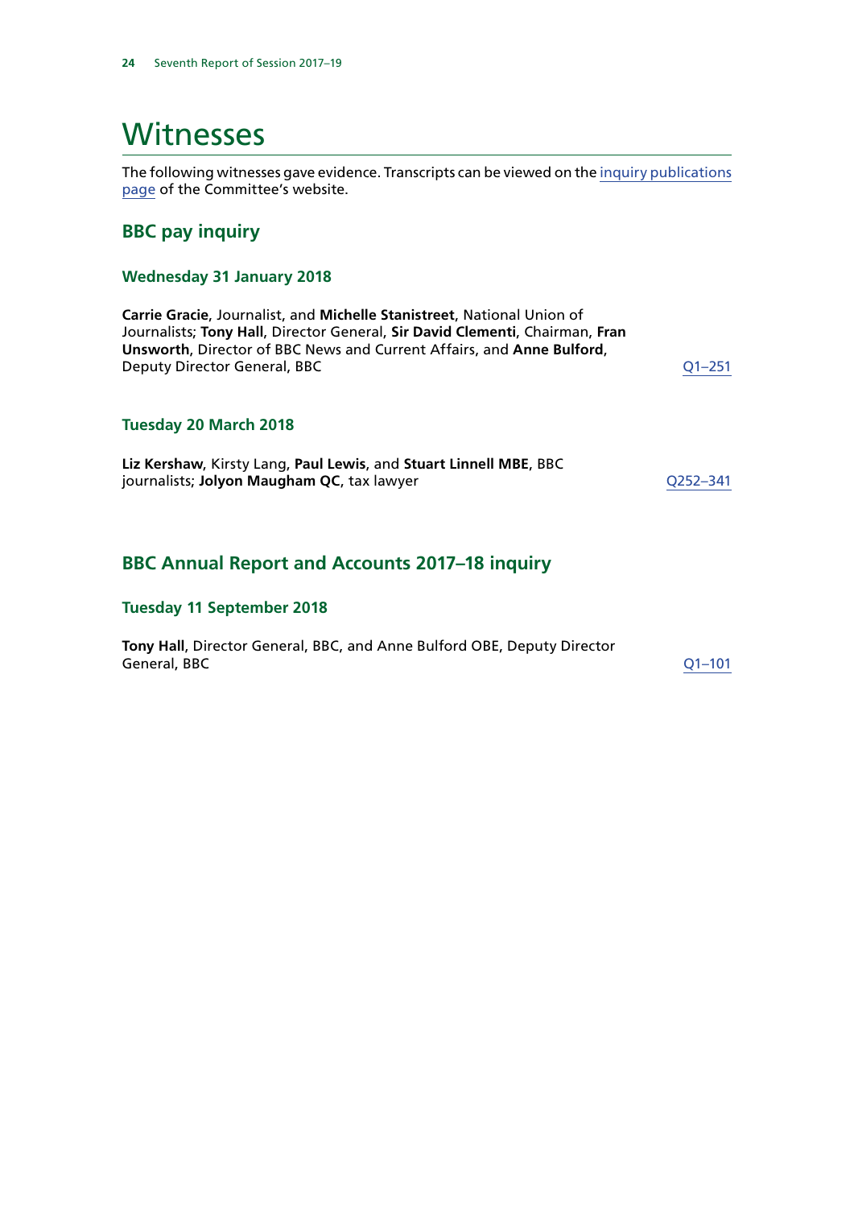# Witnesses

The following witnesses gave evidence. Transcripts can be viewed on the inquiry publications page of the Committee's website.

## BBC pay inquiry

### Wednesday 31 January 2018

**Carrie Gracie**, Journalist, and **Michelle Stanistreet**, National Union of Journalists; **Tony Hall**, Director General, **Sir David Clementi**, Chairman, **Fran Unsworth**, Director of BBC News and Current Affairs, and **Anne Bulford**, Deputy Director General, BBC — Q1–251

### Tuesday 20 March 2018

**Liz Kershaw**, Kirsty Lang, **Paul Lewis**, and **Stuart Linnell MBE**, BBC journalists; **Jolyon Maugham QC**, tax lawyer — Q252–341

## BBC Annual Report and Accounts 2017–18 inquiry

### Tuesday 11 September 2018

**Tony Hall**, Director General, BBC, and Anne Bulford OBE, Deputy Director General, BBC — Q1–101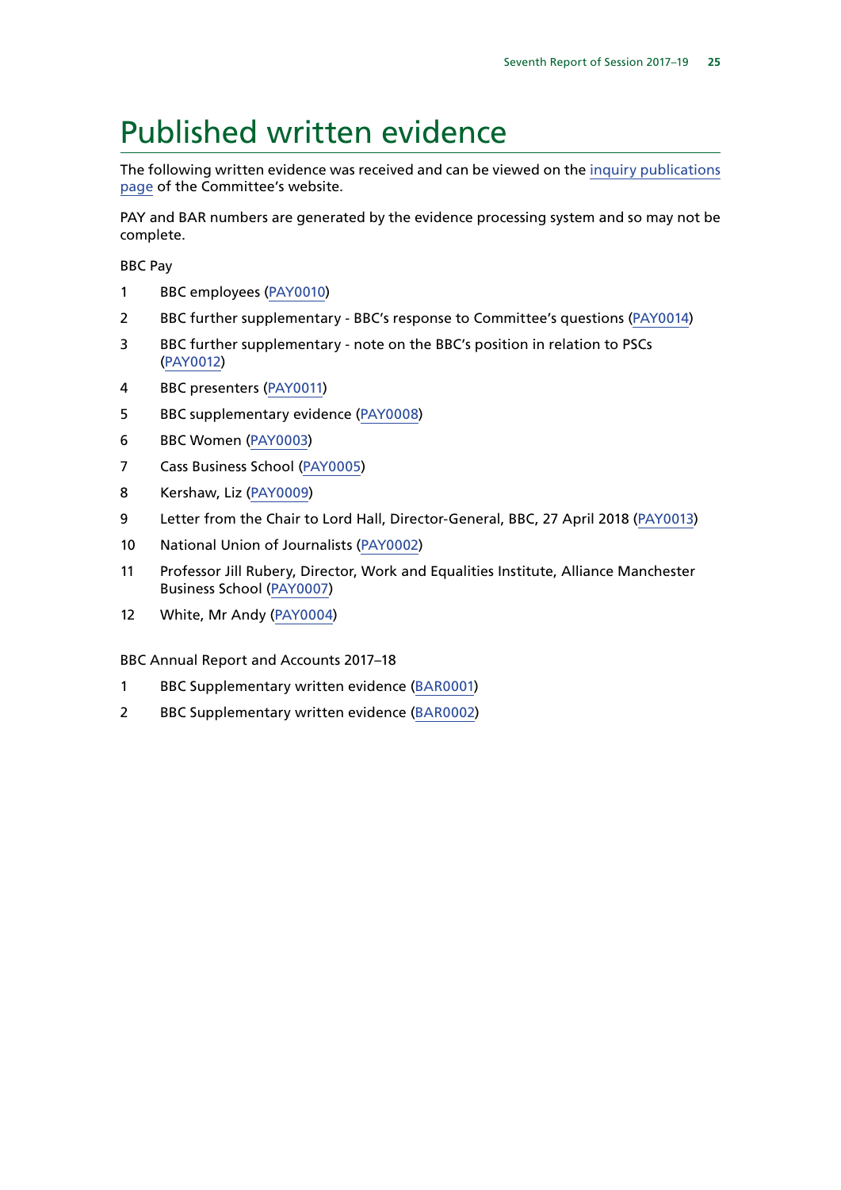# Published written evidence

The following written evidence was received and can be viewed on the inquiry publications page of the Committee's website.

PAY and BAR numbers are generated by the evidence processing system and so may not be complete.

BBC Pay

1. BBC employees (PAY0010)
2. BBC further supplementary - BBC's response to Committee's questions (PAY0014)
3. BBC further supplementary - note on the BBC's position in relation to PSCs (PAY0012)
4. BBC presenters (PAY0011)
5. BBC supplementary evidence (PAY0008)
6. BBC Women (PAY0003)
7. Cass Business School (PAY0005)
8. Kershaw, Liz (PAY0009)
9. Letter from the Chair to Lord Hall, Director-General, BBC, 27 April 2018 (PAY0013)
10. National Union of Journalists (PAY0002)
11. Professor Jill Rubery, Director, Work and Equalities Institute, Alliance Manchester Business School (PAY0007)
12. White, Mr Andy (PAY0004)

BBC Annual Report and Accounts 2017–18

1. BBC Supplementary written evidence (BAR0001)
2. BBC Supplementary written evidence (BAR0002)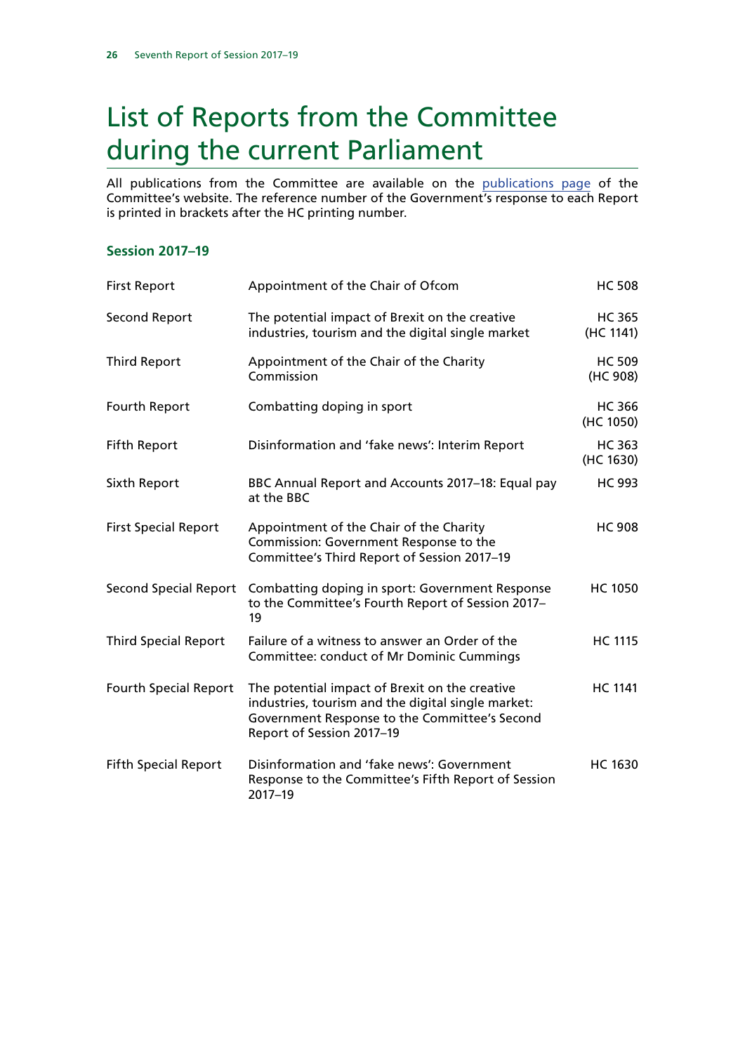# List of Reports from the Committee during the current Parliament

All publications from the Committee are available on the publications page of the Committee's website. The reference number of the Government's response to each Report is printed in brackets after the HC printing number.

### Session 2017–19

| | | |
|---|---|---|
| First Report | Appointment of the Chair of Ofcom | HC 508 |
| Second Report | The potential impact of Brexit on the creative industries, tourism and the digital single market | HC 365 (HC 1141) |
| Third Report | Appointment of the Chair of the Charity Commission | HC 509 (HC 908) |
| Fourth Report | Combatting doping in sport | HC 366 (HC 1050) |
| Fifth Report | Disinformation and 'fake news': Interim Report | HC 363 (HC 1630) |
| Sixth Report | BBC Annual Report and Accounts 2017–18: Equal pay at the BBC | HC 993 |
| First Special Report | Appointment of the Chair of the Charity Commission: Government Response to the Committee's Third Report of Session 2017–19 | HC 908 |
| Second Special Report | Combatting doping in sport: Government Response to the Committee's Fourth Report of Session 2017–19 | HC 1050 |
| Third Special Report | Failure of a witness to answer an Order of the Committee: conduct of Mr Dominic Cummings | HC 1115 |
| Fourth Special Report | The potential impact of Brexit on the creative industries, tourism and the digital single market: Government Response to the Committee's Second Report of Session 2017–19 | HC 1141 |
| Fifth Special Report | Disinformation and 'fake news': Government Response to the Committee's Fifth Report of Session 2017–19 | HC 1630 |